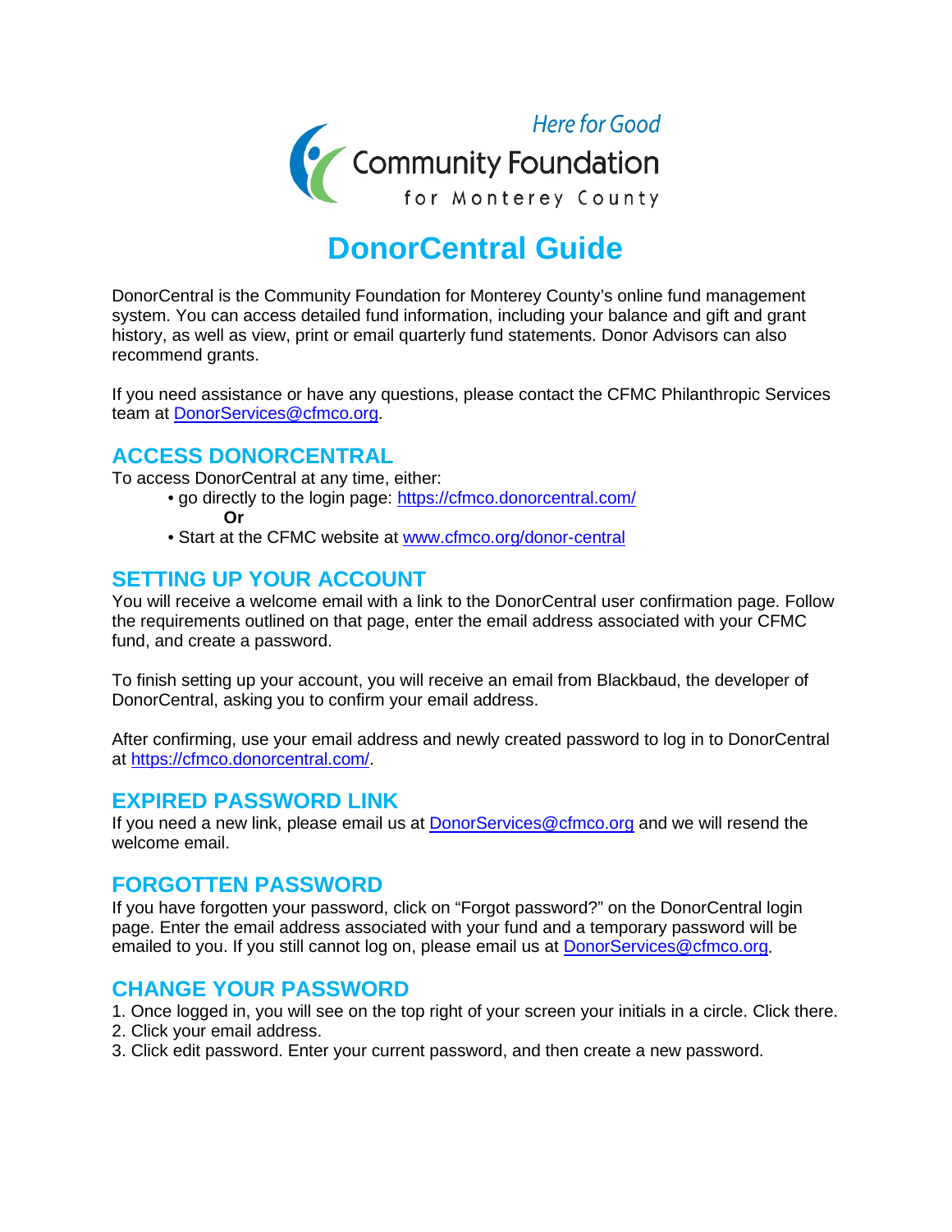Here for Good

Community Foundation

for Monterey County

# DonorCentral Guide

DonorCentral is the Community Foundation for Monterey County's online fund management system. You can access detailed fund information, including your balance and gift and grant history, as well as view, print or email quarterly fund statements. Donor Advisors can also recommend grants.

If you need assistance or have any questions, please contact the CFMC Philanthropic Services team at DonorServices@cfmco.org.

## ACCESS DONORCENTRAL

To access DonorCentral at any time, either:

- go directly to the login page: https://cfmco.donorcentral.com/

  **Or**

- Start at the CFMC website at www.cfmco.org/donor-central

## SETTING UP YOUR ACCOUNT

You will receive a welcome email with a link to the DonorCentral user confirmation page. Follow the requirements outlined on that page, enter the email address associated with your CFMC fund, and create a password.

To finish setting up your account, you will receive an email from Blackbaud, the developer of DonorCentral, asking you to confirm your email address.

After confirming, use your email address and newly created password to log in to DonorCentral at https://cfmco.donorcentral.com/.

## EXPIRED PASSWORD LINK

If you need a new link, please email us at DonorServices@cfmco.org and we will resend the welcome email.

## FORGOTTEN PASSWORD

If you have forgotten your password, click on "Forgot password?" on the DonorCentral login page. Enter the email address associated with your fund and a temporary password will be emailed to you. If you still cannot log on, please email us at DonorServices@cfmco.org.

## CHANGE YOUR PASSWORD

1. Once logged in, you will see on the top right of your screen your initials in a circle. Click there.
2. Click your email address.
3. Click edit password. Enter your current password, and then create a new password.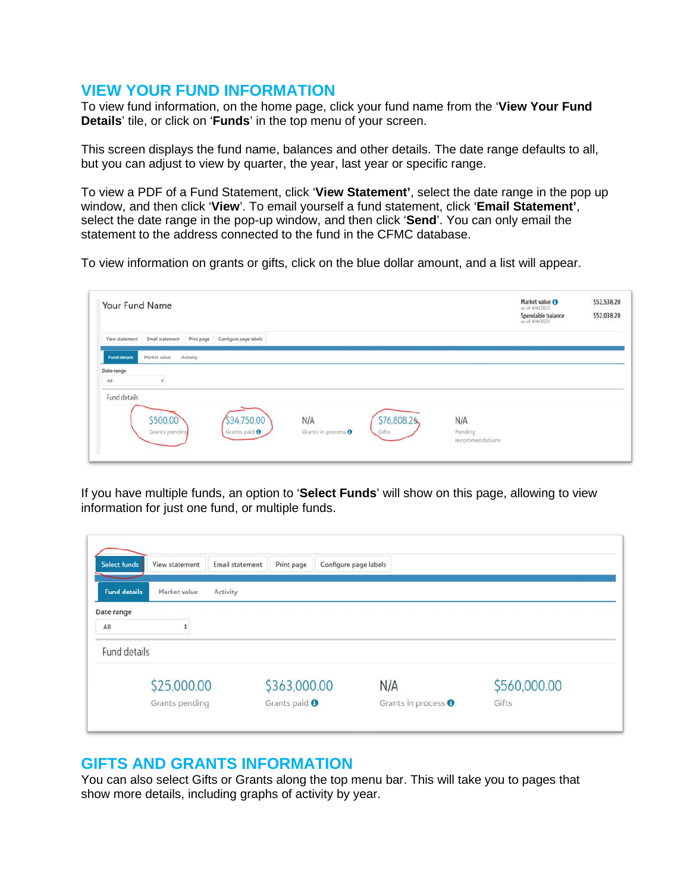## VIEW YOUR FUND INFORMATION

To view fund information, on the home page, click your fund name from the '**View Your Fund Details**' tile, or click on '**Funds**' in the top menu of your screen.

This screen displays the fund name, balances and other details. The date range defaults to all, but you can adjust to view by quarter, the year, last year or specific range.

To view a PDF of a Fund Statement, click '**View Statement'**, select the date range in the pop up window, and then click '**View**'. To email yourself a fund statement, click '**Email Statement'**, select the date range in the pop-up window, and then click '**Send**'. You can only email the statement to the address connected to the fund in the CFMC database.

To view information on grants or gifts, click on the blue dollar amount, and a list will appear.

If you have multiple funds, an option to '**Select Funds**' will show on this page, allowing to view information for just one fund, or multiple funds.

## GIFTS AND GRANTS INFORMATION

You can also select Gifts or Grants along the top menu bar. This will take you to pages that show more details, including graphs of activity by year.